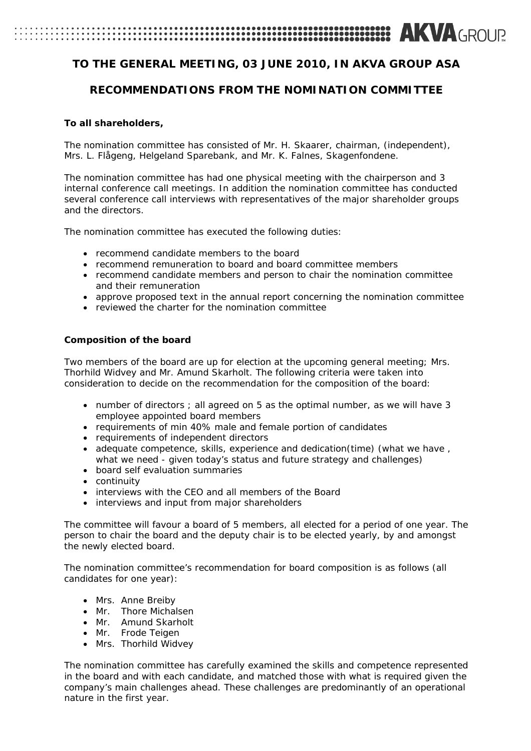# TO THE GENERAL MEETING, 03 JUNE 2010, IN AKVA GROUP ASA

## RECOMMENDATIONS FROM THE NOMINATION COMMITTEE

**To all shareholders,**

The nomination committee has consisted of Mr. H. Skaarer, chairman, (independent), Mrs. L. Flågeng, Helgeland Sparebank, and Mr. K. Falnes, Skagenfondene.

The nomination committee has had one physical meeting with the chairperson and 3 internal conference call meetings. In addition the nomination committee has conducted several conference call interviews with representatives of the major shareholder groups and the directors.

The nomination committee has executed the following duties:

- recommend candidate members to the board
- recommend remuneration to board and board committee members
- recommend candidate members and person to chair the nomination committee and their remuneration
- approve proposed text in the annual report concerning the nomination committee
- reviewed the charter for the nomination committee

**Composition of the board**

Two members of the board are up for election at the upcoming general meeting; Mrs. Thorhild Widvey and Mr. Amund Skarholt. The following criteria were taken into consideration to decide on the recommendation for the composition of the board:

- number of directors ; all agreed on 5 as the optimal number, as we will have 3 employee appointed board members
- requirements of min 40% male and female portion of candidates
- requirements of independent directors
- adequate competence, skills, experience and dedication(time) (what we have , what we need - given today's status and future strategy and challenges)
- board self evaluation summaries
- continuity
- interviews with the CEO and all members of the Board
- interviews and input from major shareholders

The committee will favour a board of 5 members, all elected for a period of one year. The person to chair the board and the deputy chair is to be elected yearly, by and amongst the newly elected board.

The nomination committee's recommendation for board composition is as follows (all candidates for one year):

- Mrs. Anne Breiby
- Mr. Thore Michalsen
- Mr. Amund Skarholt
- Mr. Frode Teigen
- Mrs. Thorhild Widvey

The nomination committee has carefully examined the skills and competence represented in the board and with each candidate, and matched those with what is required given the company's main challenges ahead. These challenges are predominantly of an operational nature in the first year.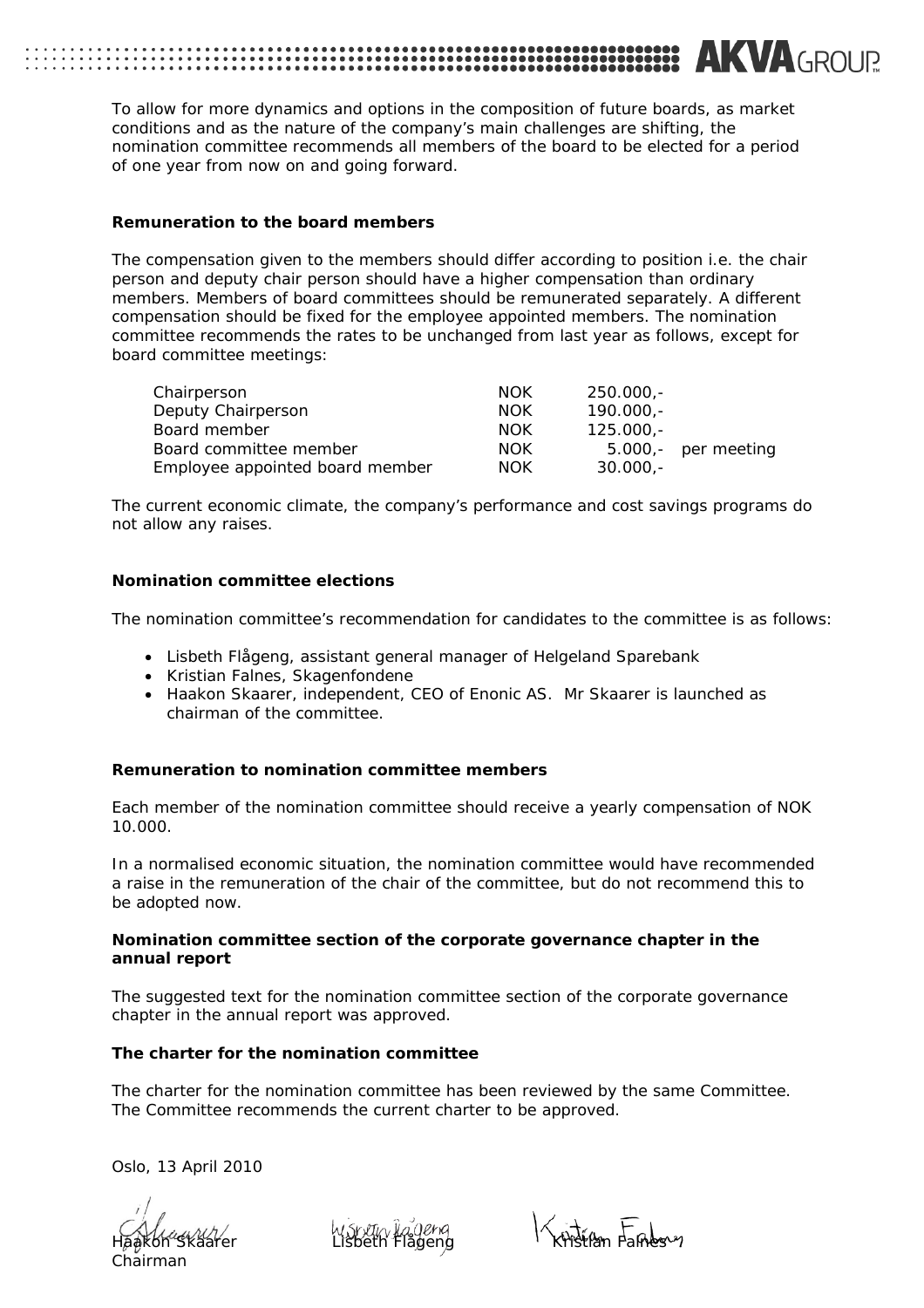To allow for more dynamics and options in the composition of future boards, as market conditions and as the nature of the company's main challenges are shifting, the nomination committee recommends all members of the board to be elected for a period of one year from now on and going forward.

**Remuneration to the board members**

The compensation given to the members should differ according to position i.e. the chair person and deputy chair person should have a higher compensation than ordinary members. Members of board committees should be remunerated separately. A different compensation should be fixed for the employee appointed members. The nomination committee recommends the rates to be unchanged from last year as follows, except for board committee meetings:

| | | | |
|---|---|---|---|
| Chairperson | NOK | 250.000,- | |
| Deputy Chairperson | NOK | 190.000,- | |
| Board member | NOK | 125.000,- | |
| Board committee member | NOK | 5.000,- | per meeting |
| Employee appointed board member | NOK | 30.000,- | |

The current economic climate, the company's performance and cost savings programs do not allow any raises.

**Nomination committee elections**

The nomination committee's recommendation for candidates to the committee is as follows:

- Lisbeth Flågeng, assistant general manager of Helgeland Sparebank
- Kristian Falnes, Skagenfondene
- Haakon Skaarer, independent, CEO of Enonic AS. Mr Skaarer is launched as chairman of the committee.

**Remuneration to nomination committee members**

Each member of the nomination committee should receive a yearly compensation of NOK 10.000.

In a normalised economic situation, the nomination committee would have recommended a raise in the remuneration of the chair of the committee, but do not recommend this to be adopted now.

**Nomination committee section of the corporate governance chapter in the annual report**

The suggested text for the nomination committee section of the corporate governance chapter in the annual report was approved.

**The charter for the nomination committee**

The charter for the nomination committee has been reviewed by the same Committee. The Committee recommends the current charter to be approved.

Oslo, 13 April 2010

Haakon Skaarer
Chairman

Lisbeth Flågeng

Kristian Falnes